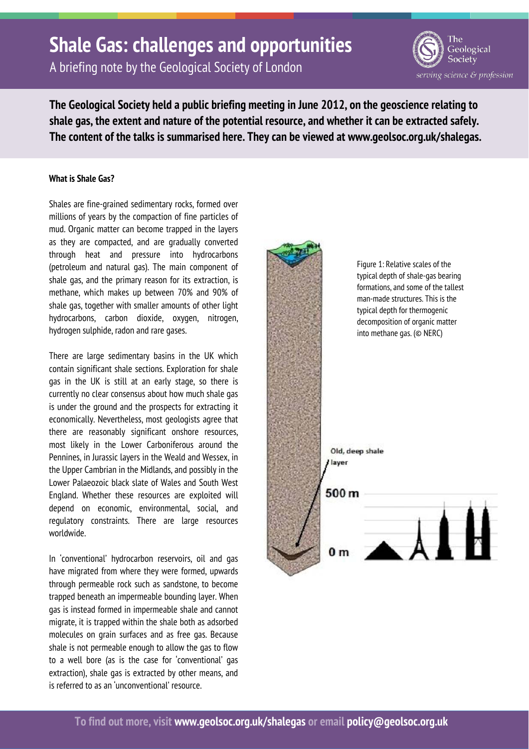# Shale Gas: challenges and opportunities

A briefing note by the Geological Society of London

**The Geological Society held a public briefing meeting in June 2012, on the geoscience relating to shale gas, the extent and nature of the potential resource, and whether it can be extracted safely. The content of the talks is summarised here. They can be viewed at www.geolsoc.org.uk/shalegas.**

### What is Shale Gas?

Shales are fine-grained sedimentary rocks, formed over millions of years by the compaction of fine particles of mud. Organic matter can become trapped in the layers as they are compacted, and are gradually converted through heat and pressure into hydrocarbons (petroleum and natural gas). The main component of shale gas, and the primary reason for its extraction, is methane, which makes up between 70% and 90% of shale gas, together with smaller amounts of other light hydrocarbons, carbon dioxide, oxygen, nitrogen, hydrogen sulphide, radon and rare gases.

There are large sedimentary basins in the UK which contain significant shale sections. Exploration for shale gas in the UK is still at an early stage, so there is currently no clear consensus about how much shale gas is under the ground and the prospects for extracting it economically. Nevertheless, most geologists agree that there are reasonably significant onshore resources, most likely in the Lower Carboniferous around the Pennines, in Jurassic layers in the Weald and Wessex, in the Upper Cambrian in the Midlands, and possibly in the Lower Palaeozoic black slate of Wales and South West England. Whether these resources are exploited will depend on economic, environmental, social, and regulatory constraints. There are large resources worldwide.

In 'conventional' hydrocarbon reservoirs, oil and gas have migrated from where they were formed, upwards through permeable rock such as sandstone, to become trapped beneath an impermeable bounding layer. When gas is instead formed in impermeable shale and cannot migrate, it is trapped within the shale both as adsorbed molecules on grain surfaces and as free gas. Because shale is not permeable enough to allow the gas to flow to a well bore (as is the case for 'conventional' gas extraction), shale gas is extracted by other means, and is referred to as an 'unconventional' resource.

Old, deep shale layer

500 m

0 m

Figure 1: Relative scales of the typical depth of shale-gas bearing formations, and some of the tallest man-made structures. This is the typical depth for thermogenic decomposition of organic matter into methane gas. (© NERC)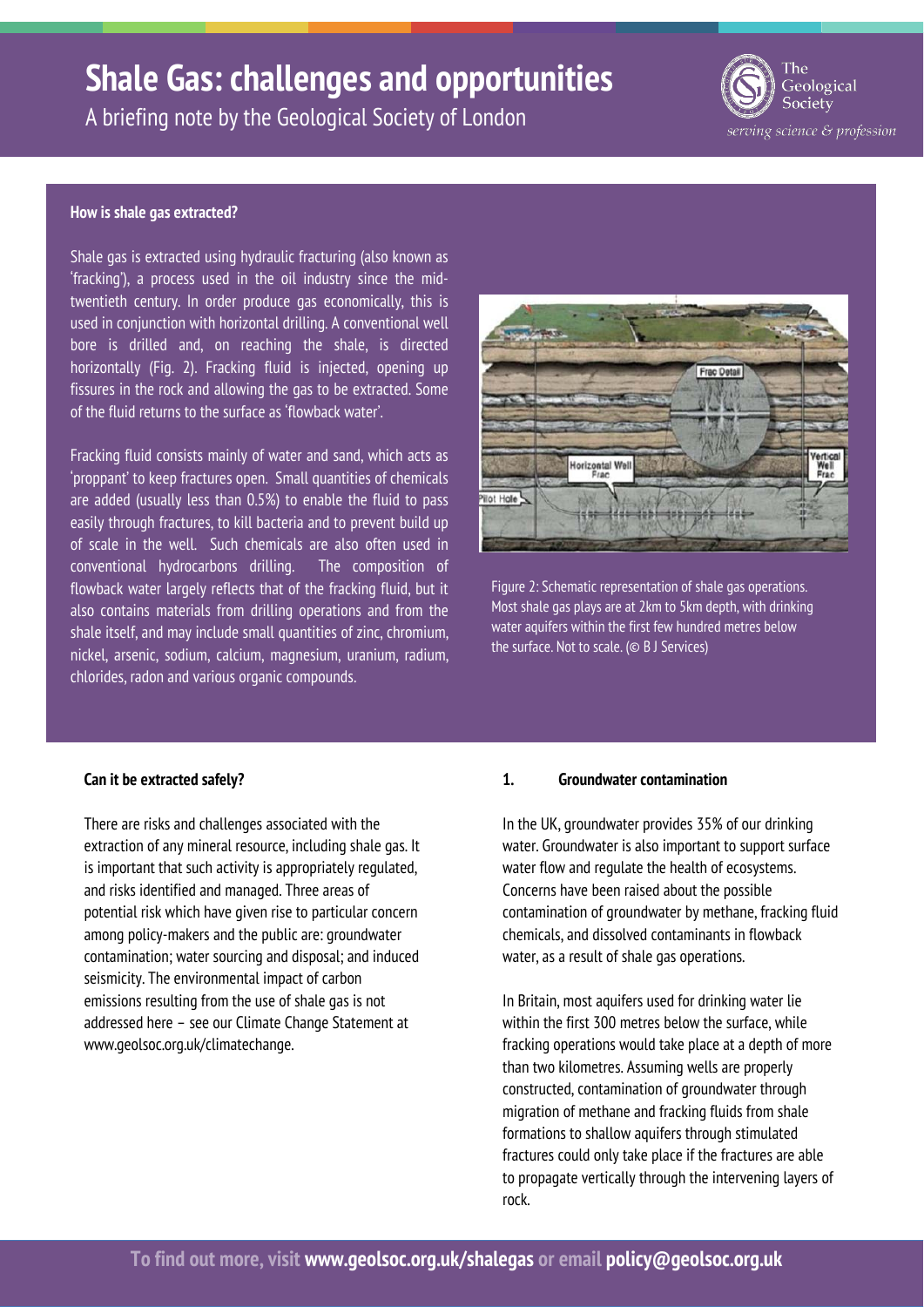### How is shale gas extracted?

Shale gas is extracted using hydraulic fracturing (also known as 'fracking'), a process used in the oil industry since the mid-twentieth century. In order produce gas economically, this is used in conjunction with horizontal drilling. A conventional well bore is drilled and, on reaching the shale, is directed horizontally (Fig. 2). Fracking fluid is injected, opening up fissures in the rock and allowing the gas to be extracted. Some of the fluid returns to the surface as 'flowback water'.

Fracking fluid consists mainly of water and sand, which acts as 'proppant' to keep fractures open. Small quantities of chemicals are added (usually less than 0.5%) to enable the fluid to pass easily through fractures, to kill bacteria and to prevent build up of scale in the well. Such chemicals are also often used in conventional hydrocarbons drilling. The composition of flowback water largely reflects that of the fracking fluid, but it also contains materials from drilling operations and from the shale itself, and may include small quantities of zinc, chromium, nickel, arsenic, sodium, calcium, magnesium, uranium, radium, chlorides, radon and various organic compounds.

Figure 2: Schematic representation of shale gas operations. Most shale gas plays are at 2km to 5km depth, with drinking water aquifers within the first few hundred metres below the surface. Not to scale. (© B J Services)

### Can it be extracted safely?

There are risks and challenges associated with the extraction of any mineral resource, including shale gas. It is important that such activity is appropriately regulated, and risks identified and managed. Three areas of potential risk which have given rise to particular concern among policy-makers and the public are: groundwater contamination; water sourcing and disposal; and induced seismicity. The environmental impact of carbon emissions resulting from the use of shale gas is not addressed here – see our Climate Change Statement at www.geolsoc.org.uk/climatechange.

### 1. Groundwater contamination

In the UK, groundwater provides 35% of our drinking water. Groundwater is also important to support surface water flow and regulate the health of ecosystems. Concerns have been raised about the possible contamination of groundwater by methane, fracking fluid chemicals, and dissolved contaminants in flowback water, as a result of shale gas operations.

In Britain, most aquifers used for drinking water lie within the first 300 metres below the surface, while fracking operations would take place at a depth of more than two kilometres. Assuming wells are properly constructed, contamination of groundwater through migration of methane and fracking fluids from shale formations to shallow aquifers through stimulated fractures could only take place if the fractures are able to propagate vertically through the intervening layers of rock.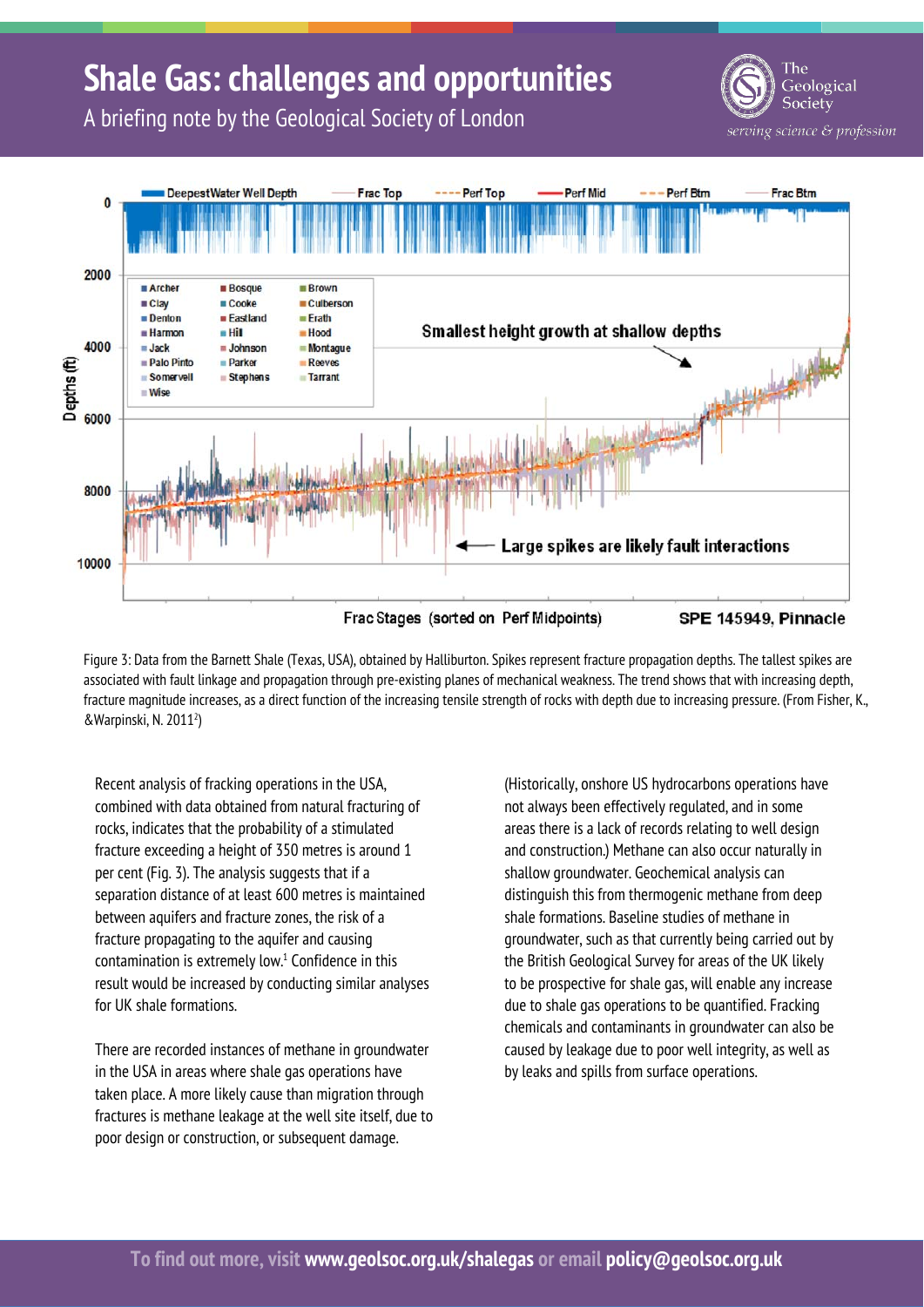# Shale Gas: challenges and opportunities

A briefing note by the Geological Society of London

Figure 3: Data from the Barnett Shale (Texas, USA), obtained by Halliburton. Spikes represent fracture propagation depths. The tallest spikes are associated with fault linkage and propagation through pre-existing planes of mechanical weakness. The trend shows that with increasing depth, fracture magnitude increases, as a direct function of the increasing tensile strength of rocks with depth due to increasing pressure. (From Fisher, K., &Warpinski, N. 2011[2])

Recent analysis of fracking operations in the USA, combined with data obtained from natural fracturing of rocks, indicates that the probability of a stimulated fracture exceeding a height of 350 metres is around 1 per cent (Fig. 3). The analysis suggests that if a separation distance of at least 600 metres is maintained between aquifers and fracture zones, the risk of a fracture propagating to the aquifer and causing contamination is extremely low.[1] Confidence in this result would be increased by conducting similar analyses for UK shale formations.

There are recorded instances of methane in groundwater in the USA in areas where shale gas operations have taken place. A more likely cause than migration through fractures is methane leakage at the well site itself, due to poor design or construction, or subsequent damage. (Historically, onshore US hydrocarbons operations have not always been effectively regulated, and in some areas there is a lack of records relating to well design and construction.) Methane can also occur naturally in shallow groundwater. Geochemical analysis can distinguish this from thermogenic methane from deep shale formations. Baseline studies of methane in groundwater, such as that currently being carried out by the British Geological Survey for areas of the UK likely to be prospective for shale gas, will enable any increase due to shale gas operations to be quantified. Fracking chemicals and contaminants in groundwater can also be caused by leakage due to poor well integrity, as well as by leaks and spills from surface operations.

To find out more, visit **www.geolsoc.org.uk/shalegas** or email **policy@geolsoc.org.uk**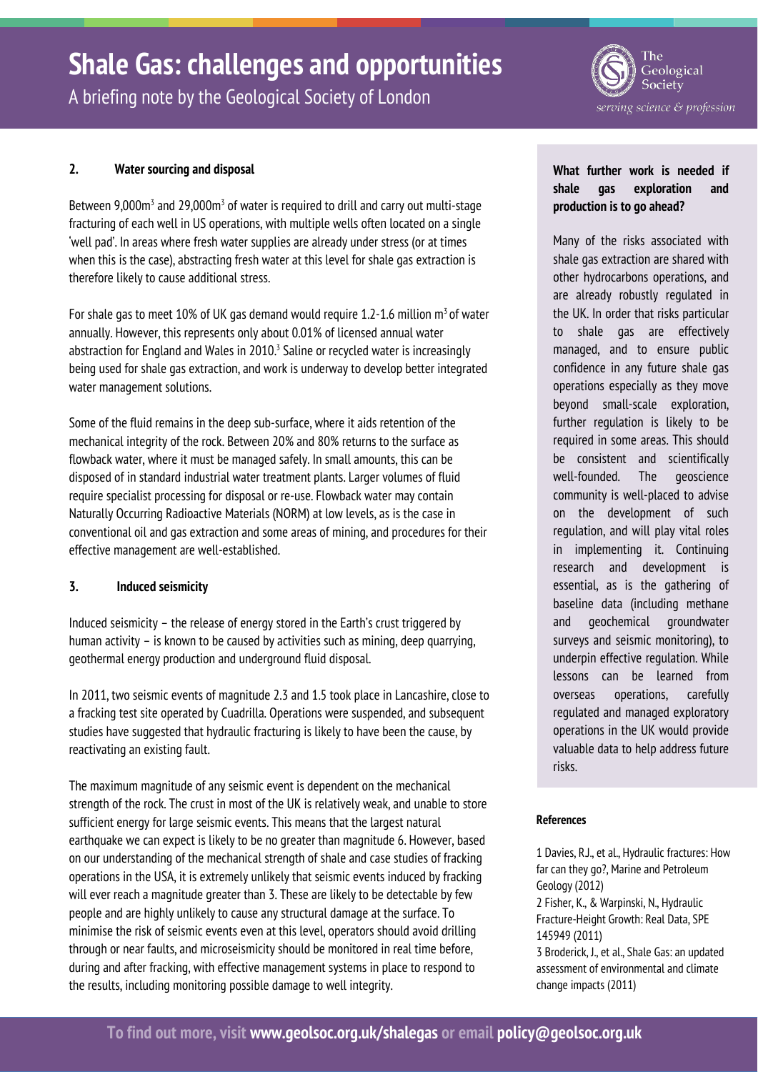## 2. Water sourcing and disposal

Between 9,000m$^3$ and 29,000m$^3$ of water is required to drill and carry out multi-stage fracturing of each well in US operations, with multiple wells often located on a single 'well pad'. In areas where fresh water supplies are already under stress (or at times when this is the case), abstracting fresh water at this level for shale gas extraction is therefore likely to cause additional stress.

For shale gas to meet 10% of UK gas demand would require 1.2-1.6 million m$^3$ of water annually. However, this represents only about 0.01% of licensed annual water abstraction for England and Wales in 2010.[3] Saline or recycled water is increasingly being used for shale gas extraction, and work is underway to develop better integrated water management solutions.

Some of the fluid remains in the deep sub-surface, where it aids retention of the mechanical integrity of the rock. Between 20% and 80% returns to the surface as flowback water, where it must be managed safely. In small amounts, this can be disposed of in standard industrial water treatment plants. Larger volumes of fluid require specialist processing for disposal or re-use. Flowback water may contain Naturally Occurring Radioactive Materials (NORM) at low levels, as is the case in conventional oil and gas extraction and some areas of mining, and procedures for their effective management are well-established.

## 3. Induced seismicity

Induced seismicity – the release of energy stored in the Earth's crust triggered by human activity – is known to be caused by activities such as mining, deep quarrying, geothermal energy production and underground fluid disposal.

In 2011, two seismic events of magnitude 2.3 and 1.5 took place in Lancashire, close to a fracking test site operated by Cuadrilla. Operations were suspended, and subsequent studies have suggested that hydraulic fracturing is likely to have been the cause, by reactivating an existing fault.

The maximum magnitude of any seismic event is dependent on the mechanical strength of the rock. The crust in most of the UK is relatively weak, and unable to store sufficient energy for large seismic events. This means that the largest natural earthquake we can expect is likely to be no greater than magnitude 6. However, based on our understanding of the mechanical strength of shale and case studies of fracking operations in the USA, it is extremely unlikely that seismic events induced by fracking will ever reach a magnitude greater than 3. These are likely to be detectable by few people and are highly unlikely to cause any structural damage at the surface. To minimise the risk of seismic events even at this level, operators should avoid drilling through or near faults, and microseismicity should be monitored in real time before, during and after fracking, with effective management systems in place to respond to the results, including monitoring possible damage to well integrity.

**What further work is needed if shale gas exploration and production is to go ahead?**

Many of the risks associated with shale gas extraction are shared with other hydrocarbons operations, and are already robustly regulated in the UK. In order that risks particular to shale gas are effectively managed, and to ensure public confidence in any future shale gas operations especially as they move beyond small-scale exploration, further regulation is likely to be required in some areas. This should be consistent and scientifically well-founded. The geoscience community is well-placed to advise on the development of such regulation, and will play vital roles in implementing it. Continuing research and development is essential, as is the gathering of baseline data (including methane and geochemical groundwater surveys and seismic monitoring), to underpin effective regulation. While lessons can be learned from overseas operations, carefully regulated and managed exploratory operations in the UK would provide valuable data to help address future risks.

**References**

1 Davies, R.J., et al., Hydraulic fractures: How far can they go?, Marine and Petroleum Geology (2012)

2 Fisher, K., & Warpinski, N., Hydraulic Fracture-Height Growth: Real Data, SPE 145949 (2011)

3 Broderick, J., et al., Shale Gas: an updated assessment of environmental and climate change impacts (2011)

**To find out more, visit www.geolsoc.org.uk/shalegas or email policy@geolsoc.org.uk**